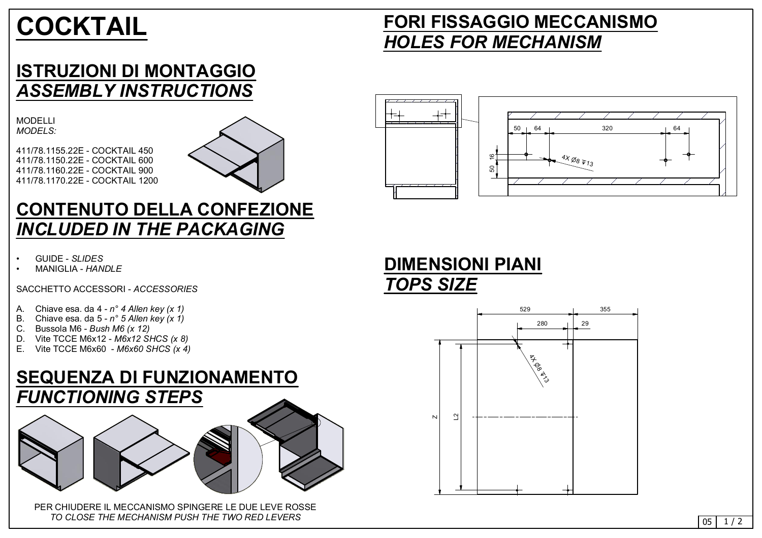# COCKTAIL

## ISTRUZIONI DI MONTAGGIO
## *ASSEMBLY INSTRUCTIONS*

MODELLI
*MODELS:*

411/78.1155.22E - COCKTAIL 450
411/78.1150.22E - COCKTAIL 600
411/78.1160.22E - COCKTAIL 900
411/78.1170.22E - COCKTAIL 1200

## CONTENUTO DELLA CONFEZIONE
## *INCLUDED IN THE PACKAGING*

- GUIDE - *SLIDES*
- MANIGLIA - *HANDLE*

SACCHETTO ACCESSORI - *ACCESSORIES*

A. Chiave esa. da 4 - *n° 4 Allen key (x 1)*
B. Chiave esa. da 5 - *n° 5 Allen key (x 1)*
C. Bussola M6 - *Bush M6 (x 12)*
D. Vite TCCE M6x12 - *M6x12 SHCS (x 8)*
E. Vite TCCE M6x60 - *M6x60 SHCS (x 4)*

## SEQUENZA DI FUNZIONAMENTO
## *FUNCTIONING STEPS*

PER CHIUDERE IL MECCANISMO SPINGERE LE DUE LEVE ROSSE
*TO CLOSE THE MECHANISM PUSH THE TWO RED LEVERS*

## FORI FISSAGGIO MECCANISMO
## *HOLES FOR MECHANISM*

50 64 320 64

16 50

4X Ø8 ⊽13

## DIMENSIONI PIANI
## *TOPS SIZE*

529 355

280 29

4X Ø8 ⊽13

Z L2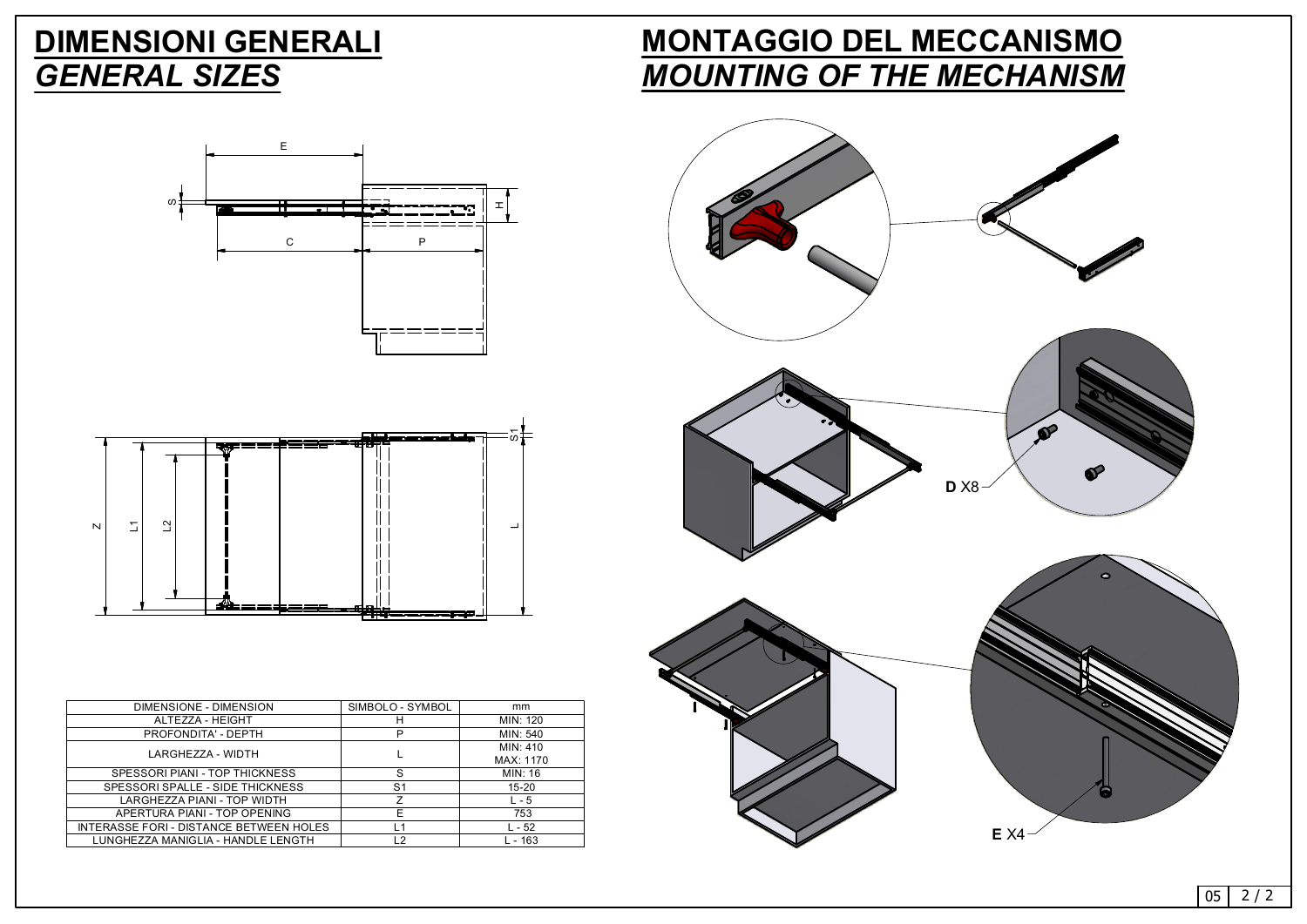# DIMENSIONI GENERALI
# *GENERAL SIZES*

E

S

H

C

P

Z

L1

L2

S1

L

| DIMENSIONE - DIMENSION | SIMBOLO - SYMBOL | mm |
|---|---|---|
| ALTEZZA - HEIGHT | H | MIN: 120 |
| PROFONDITA' - DEPTH | P | MIN: 540 |
| LARGHEZZA - WIDTH | L | MIN: 410<br>MAX: 1170 |
| SPESSORI PIANI - TOP THICKNESS | S | MIN: 16 |
| SPESSORI SPALLE - SIDE THICKNESS | S1 | 15-20 |
| LARGHEZZA PIANI - TOP WIDTH | Z | L - 5 |
| APERTURA PIANI - TOP OPENING | E | 753 |
| INTERASSE FORI - DISTANCE BETWEEN HOLES | L1 | L - 52 |
| LUNGHEZZA MANIGLIA - HANDLE LENGTH | L2 | L - 163 |

# MONTAGGIO DEL MECCANISMO
# *MOUNTING OF THE MECHANISM*

**D** X8

**E** X4